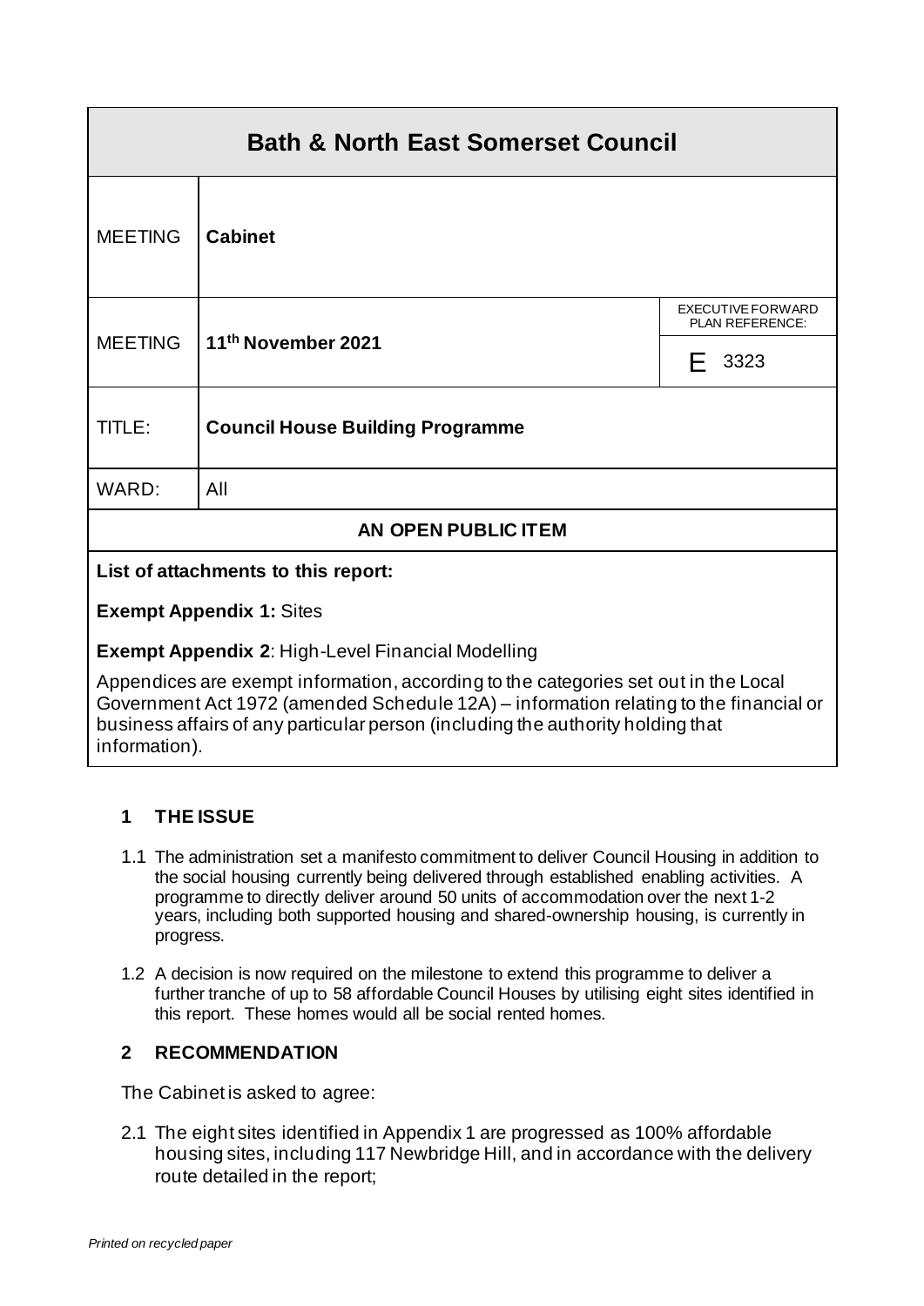| **Bath & North East Somerset Council** | | |
|---|---|---|
| MEETING | **Cabinet** | |
| MEETING | **11th November 2021** | EXECUTIVE FORWARD PLAN REFERENCE: E 3323 |
| TITLE: | **Council House Building Programme** | |
| WARD: | All | |
| **AN OPEN PUBLIC ITEM** | | |

**List of attachments to this report:**

**Exempt Appendix 1:** Sites

**Exempt Appendix 2**: High-Level Financial Modelling

Appendices are exempt information, according to the categories set out in the Local Government Act 1972 (amended Schedule 12A) – information relating to the financial or business affairs of any particular person (including the authority holding that information).

## 1 THE ISSUE

1.1 The administration set a manifesto commitment to deliver Council Housing in addition to the social housing currently being delivered through established enabling activities. A programme to directly deliver around 50 units of accommodation over the next 1-2 years, including both supported housing and shared-ownership housing, is currently in progress.

1.2 A decision is now required on the milestone to extend this programme to deliver a further tranche of up to 58 affordable Council Houses by utilising eight sites identified in this report. These homes would all be social rented homes.

## 2 RECOMMENDATION

The Cabinet is asked to agree:

2.1 The eight sites identified in Appendix 1 are progressed as 100% affordable housing sites, including 117 Newbridge Hill, and in accordance with the delivery route detailed in the report;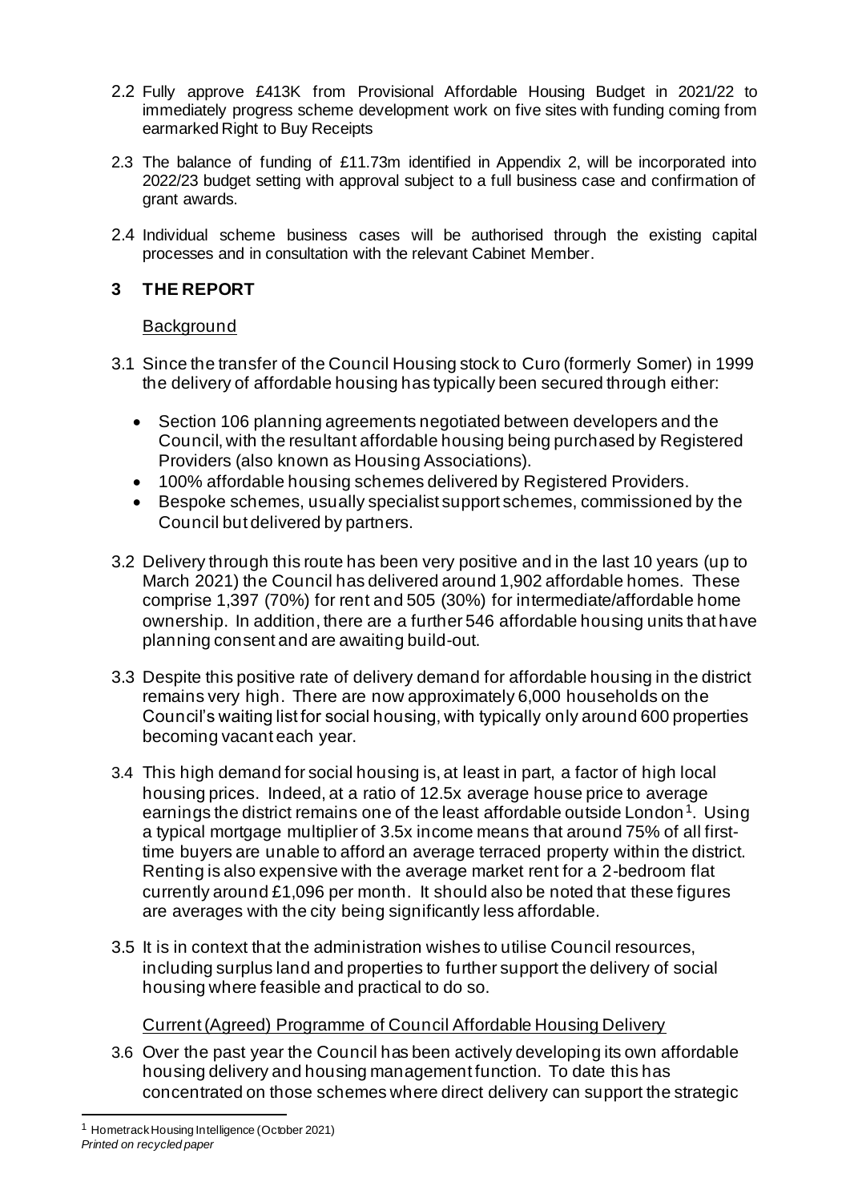2.2 Fully approve £413K from Provisional Affordable Housing Budget in 2021/22 to immediately progress scheme development work on five sites with funding coming from earmarked Right to Buy Receipts

2.3 The balance of funding of £11.73m identified in Appendix 2, will be incorporated into 2022/23 budget setting with approval subject to a full business case and confirmation of grant awards.

2.4 Individual scheme business cases will be authorised through the existing capital processes and in consultation with the relevant Cabinet Member.

## 3 THE REPORT

Background

3.1 Since the transfer of the Council Housing stock to Curo (formerly Somer) in 1999 the delivery of affordable housing has typically been secured through either:

- Section 106 planning agreements negotiated between developers and the Council, with the resultant affordable housing being purchased by Registered Providers (also known as Housing Associations).
- 100% affordable housing schemes delivered by Registered Providers.
- Bespoke schemes, usually specialist support schemes, commissioned by the Council but delivered by partners.

3.2 Delivery through this route has been very positive and in the last 10 years (up to March 2021) the Council has delivered around 1,902 affordable homes. These comprise 1,397 (70%) for rent and 505 (30%) for intermediate/affordable home ownership. In addition, there are a further 546 affordable housing units that have planning consent and are awaiting build-out.

3.3 Despite this positive rate of delivery demand for affordable housing in the district remains very high. There are now approximately 6,000 households on the Council's waiting list for social housing, with typically only around 600 properties becoming vacant each year.

3.4 This high demand for social housing is, at least in part, a factor of high local housing prices. Indeed, at a ratio of 12.5x average house price to average earnings the district remains one of the least affordable outside London[1]. Using a typical mortgage multiplier of 3.5x income means that around 75% of all first-time buyers are unable to afford an average terraced property within the district. Renting is also expensive with the average market rent for a 2-bedroom flat currently around £1,096 per month. It should also be noted that these figures are averages with the city being significantly less affordable.

3.5 It is in context that the administration wishes to utilise Council resources, including surplus land and properties to further support the delivery of social housing where feasible and practical to do so.

Current (Agreed) Programme of Council Affordable Housing Delivery

3.6 Over the past year the Council has been actively developing its own affordable housing delivery and housing management function. To date this has concentrated on those schemes where direct delivery can support the strategic

[1] Hometrack Housing Intelligence (October 2021)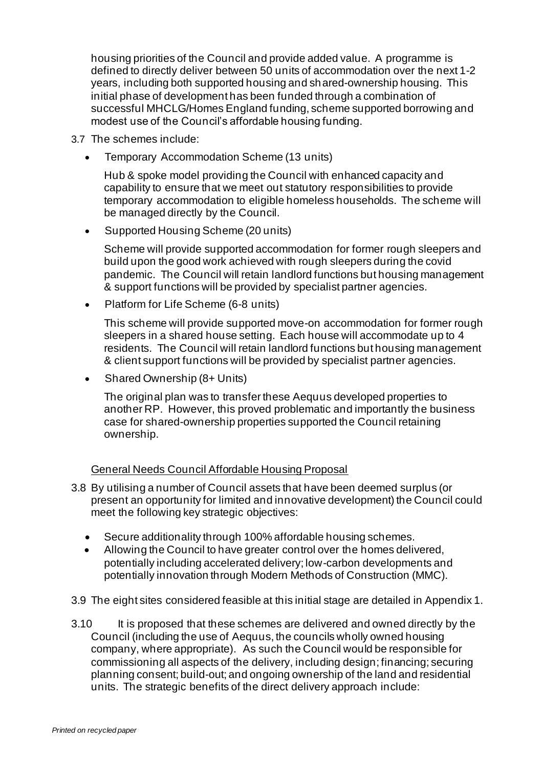housing priorities of the Council and provide added value. A programme is defined to directly deliver between 50 units of accommodation over the next 1-2 years, including both supported housing and shared-ownership housing. This initial phase of development has been funded through a combination of successful MHCLG/Homes England funding, scheme supported borrowing and modest use of the Council's affordable housing funding.

3.7 The schemes include:

- Temporary Accommodation Scheme (13 units)

  Hub & spoke model providing the Council with enhanced capacity and capability to ensure that we meet out statutory responsibilities to provide temporary accommodation to eligible homeless households. The scheme will be managed directly by the Council.

- Supported Housing Scheme (20 units)

  Scheme will provide supported accommodation for former rough sleepers and build upon the good work achieved with rough sleepers during the covid pandemic. The Council will retain landlord functions but housing management & support functions will be provided by specialist partner agencies.

- Platform for Life Scheme (6-8 units)

  This scheme will provide supported move-on accommodation for former rough sleepers in a shared house setting. Each house will accommodate up to 4 residents. The Council will retain landlord functions but housing management & client support functions will be provided by specialist partner agencies.

- Shared Ownership (8+ Units)

  The original plan was to transfer these Aequus developed properties to another RP. However, this proved problematic and importantly the business case for shared-ownership properties supported the Council retaining ownership.

General Needs Council Affordable Housing Proposal

3.8 By utilising a number of Council assets that have been deemed surplus (or present an opportunity for limited and innovative development) the Council could meet the following key strategic objectives:

- Secure additionality through 100% affordable housing schemes.
- Allowing the Council to have greater control over the homes delivered, potentially including accelerated delivery; low-carbon developments and potentially innovation through Modern Methods of Construction (MMC).

3.9 The eight sites considered feasible at this initial stage are detailed in Appendix 1.

3.10 It is proposed that these schemes are delivered and owned directly by the Council (including the use of Aequus, the councils wholly owned housing company, where appropriate). As such the Council would be responsible for commissioning all aspects of the delivery, including design; financing; securing planning consent; build-out; and ongoing ownership of the land and residential units. The strategic benefits of the direct delivery approach include: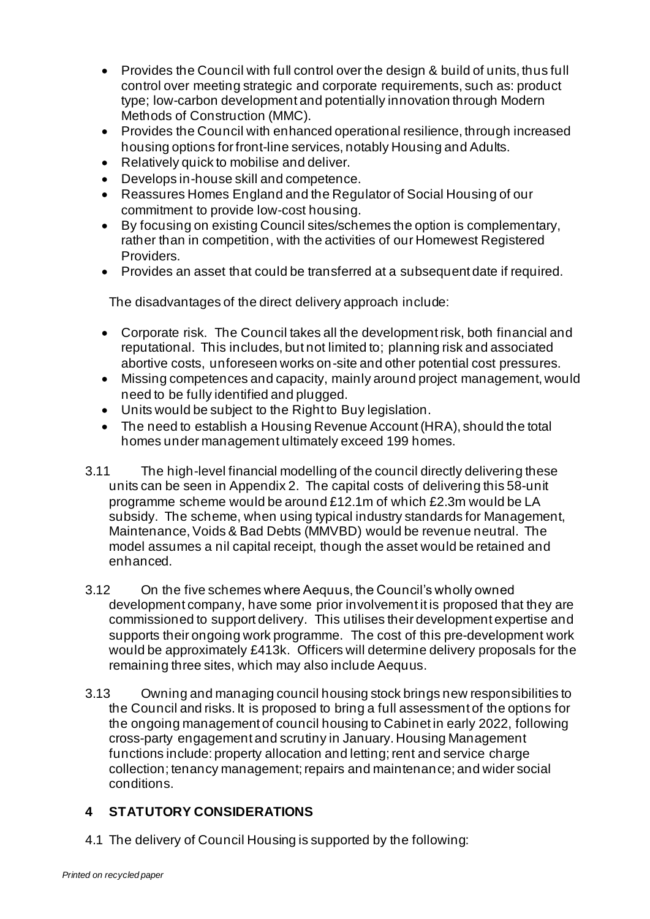- Provides the Council with full control over the design & build of units, thus full control over meeting strategic and corporate requirements, such as: product type; low-carbon development and potentially innovation through Modern Methods of Construction (MMC).
- Provides the Council with enhanced operational resilience, through increased housing options for front-line services, notably Housing and Adults.
- Relatively quick to mobilise and deliver.
- Develops in-house skill and competence.
- Reassures Homes England and the Regulator of Social Housing of our commitment to provide low-cost housing.
- By focusing on existing Council sites/schemes the option is complementary, rather than in competition, with the activities of our Homewest Registered Providers.
- Provides an asset that could be transferred at a subsequent date if required.

The disadvantages of the direct delivery approach include:

- Corporate risk. The Council takes all the development risk, both financial and reputational. This includes, but not limited to; planning risk and associated abortive costs, unforeseen works on-site and other potential cost pressures.
- Missing competences and capacity, mainly around project management, would need to be fully identified and plugged.
- Units would be subject to the Right to Buy legislation.
- The need to establish a Housing Revenue Account (HRA), should the total homes under management ultimately exceed 199 homes.

3.11 The high-level financial modelling of the council directly delivering these units can be seen in Appendix 2. The capital costs of delivering this 58-unit programme scheme would be around £12.1m of which £2.3m would be LA subsidy. The scheme, when using typical industry standards for Management, Maintenance, Voids & Bad Debts (MMVBD) would be revenue neutral. The model assumes a nil capital receipt, though the asset would be retained and enhanced.

3.12 On the five schemes where Aequus, the Council's wholly owned development company, have some prior involvement it is proposed that they are commissioned to support delivery. This utilises their development expertise and supports their ongoing work programme. The cost of this pre-development work would be approximately £413k. Officers will determine delivery proposals for the remaining three sites, which may also include Aequus.

3.13 Owning and managing council housing stock brings new responsibilities to the Council and risks. It is proposed to bring a full assessment of the options for the ongoing management of council housing to Cabinet in early 2022, following cross-party engagement and scrutiny in January. Housing Management functions include: property allocation and letting; rent and service charge collection; tenancy management; repairs and maintenance; and wider social conditions.

## 4 STATUTORY CONSIDERATIONS

4.1 The delivery of Council Housing is supported by the following: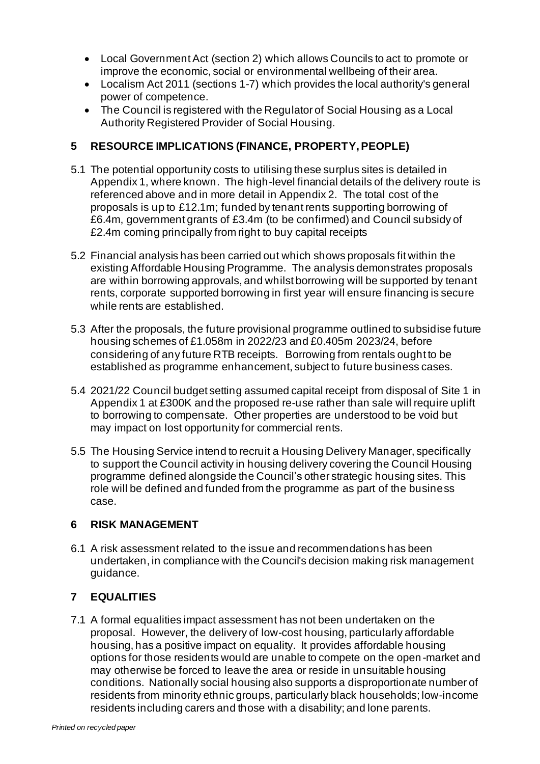- Local Government Act (section 2) which allows Councils to act to promote or improve the economic, social or environmental wellbeing of their area.
- Localism Act 2011 (sections 1-7) which provides the local authority's general power of competence.
- The Council is registered with the Regulator of Social Housing as a Local Authority Registered Provider of Social Housing.

## 5 RESOURCE IMPLICATIONS (FINANCE, PROPERTY, PEOPLE)

5.1 The potential opportunity costs to utilising these surplus sites is detailed in Appendix 1, where known. The high-level financial details of the delivery route is referenced above and in more detail in Appendix 2. The total cost of the proposals is up to £12.1m; funded by tenant rents supporting borrowing of £6.4m, government grants of £3.4m (to be confirmed) and Council subsidy of £2.4m coming principally from right to buy capital receipts

5.2 Financial analysis has been carried out which shows proposals fit within the existing Affordable Housing Programme. The analysis demonstrates proposals are within borrowing approvals, and whilst borrowing will be supported by tenant rents, corporate supported borrowing in first year will ensure financing is secure while rents are established.

5.3 After the proposals, the future provisional programme outlined to subsidise future housing schemes of £1.058m in 2022/23 and £0.405m 2023/24, before considering of any future RTB receipts. Borrowing from rentals ought to be established as programme enhancement, subject to future business cases.

5.4 2021/22 Council budget setting assumed capital receipt from disposal of Site 1 in Appendix 1 at £300K and the proposed re-use rather than sale will require uplift to borrowing to compensate. Other properties are understood to be void but may impact on lost opportunity for commercial rents.

5.5 The Housing Service intend to recruit a Housing Delivery Manager, specifically to support the Council activity in housing delivery covering the Council Housing programme defined alongside the Council's other strategic housing sites. This role will be defined and funded from the programme as part of the business case.

## 6 RISK MANAGEMENT

6.1 A risk assessment related to the issue and recommendations has been undertaken, in compliance with the Council's decision making risk management guidance.

## 7 EQUALITIES

7.1 A formal equalities impact assessment has not been undertaken on the proposal. However, the delivery of low-cost housing, particularly affordable housing, has a positive impact on equality. It provides affordable housing options for those residents would are unable to compete on the open-market and may otherwise be forced to leave the area or reside in unsuitable housing conditions. Nationally social housing also supports a disproportionate number of residents from minority ethnic groups, particularly black households; low-income residents including carers and those with a disability; and lone parents.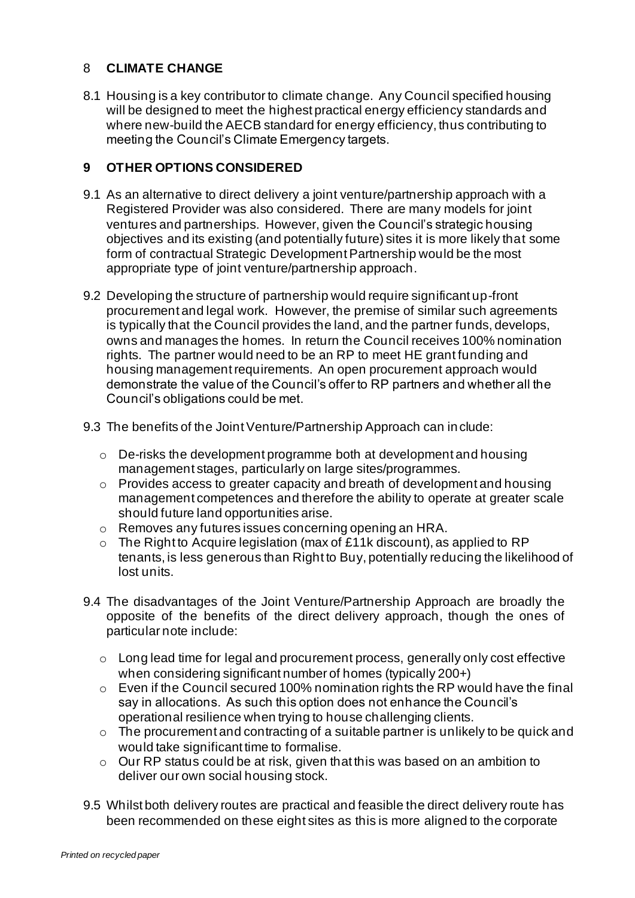## 8 **CLIMATE CHANGE**

8.1 Housing is a key contributor to climate change. Any Council specified housing will be designed to meet the highest practical energy efficiency standards and where new-build the AECB standard for energy efficiency, thus contributing to meeting the Council's Climate Emergency targets.

## **9 OTHER OPTIONS CONSIDERED**

9.1 As an alternative to direct delivery a joint venture/partnership approach with a Registered Provider was also considered. There are many models for joint ventures and partnerships. However, given the Council's strategic housing objectives and its existing (and potentially future) sites it is more likely that some form of contractual Strategic Development Partnership would be the most appropriate type of joint venture/partnership approach.

9.2 Developing the structure of partnership would require significant up-front procurement and legal work. However, the premise of similar such agreements is typically that the Council provides the land, and the partner funds, develops, owns and manages the homes. In return the Council receives 100% nomination rights. The partner would need to be an RP to meet HE grant funding and housing management requirements. An open procurement approach would demonstrate the value of the Council's offer to RP partners and whether all the Council's obligations could be met.

9.3 The benefits of the Joint Venture/Partnership Approach can include:

- De-risks the development programme both at development and housing management stages, particularly on large sites/programmes.
- Provides access to greater capacity and breath of development and housing management competences and therefore the ability to operate at greater scale should future land opportunities arise.
- Removes any futures issues concerning opening an HRA.
- The Right to Acquire legislation (max of £11k discount), as applied to RP tenants, is less generous than Right to Buy, potentially reducing the likelihood of lost units.

9.4 The disadvantages of the Joint Venture/Partnership Approach are broadly the opposite of the benefits of the direct delivery approach, though the ones of particular note include:

- Long lead time for legal and procurement process, generally only cost effective when considering significant number of homes (typically 200+)
- Even if the Council secured 100% nomination rights the RP would have the final say in allocations. As such this option does not enhance the Council's operational resilience when trying to house challenging clients.
- The procurement and contracting of a suitable partner is unlikely to be quick and would take significant time to formalise.
- Our RP status could be at risk, given that this was based on an ambition to deliver our own social housing stock.

9.5 Whilst both delivery routes are practical and feasible the direct delivery route has been recommended on these eight sites as this is more aligned to the corporate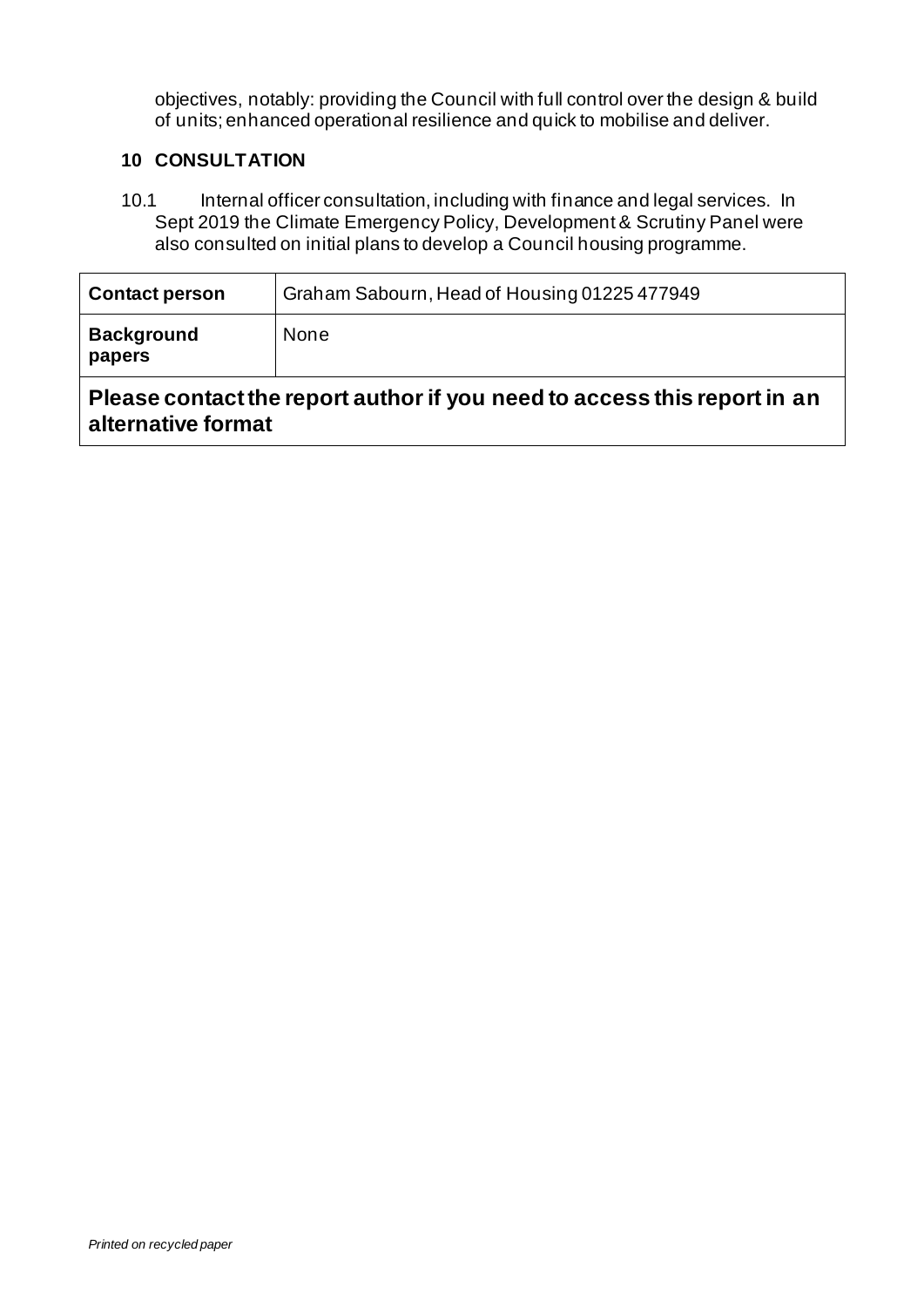objectives, notably: providing the Council with full control over the design & build of units; enhanced operational resilience and quick to mobilise and deliver.

## 10 CONSULTATION

10.1 Internal officer consultation, including with finance and legal services. In Sept 2019 the Climate Emergency Policy, Development & Scrutiny Panel were also consulted on initial plans to develop a Council housing programme.

| | |
|---|---|
| **Contact person** | Graham Sabourn, Head of Housing 01225 477949 |
| **Background papers** | None |
| **Please contact the report author if you need to access this report in an alternative format** | |

*Printed on recycled paper*